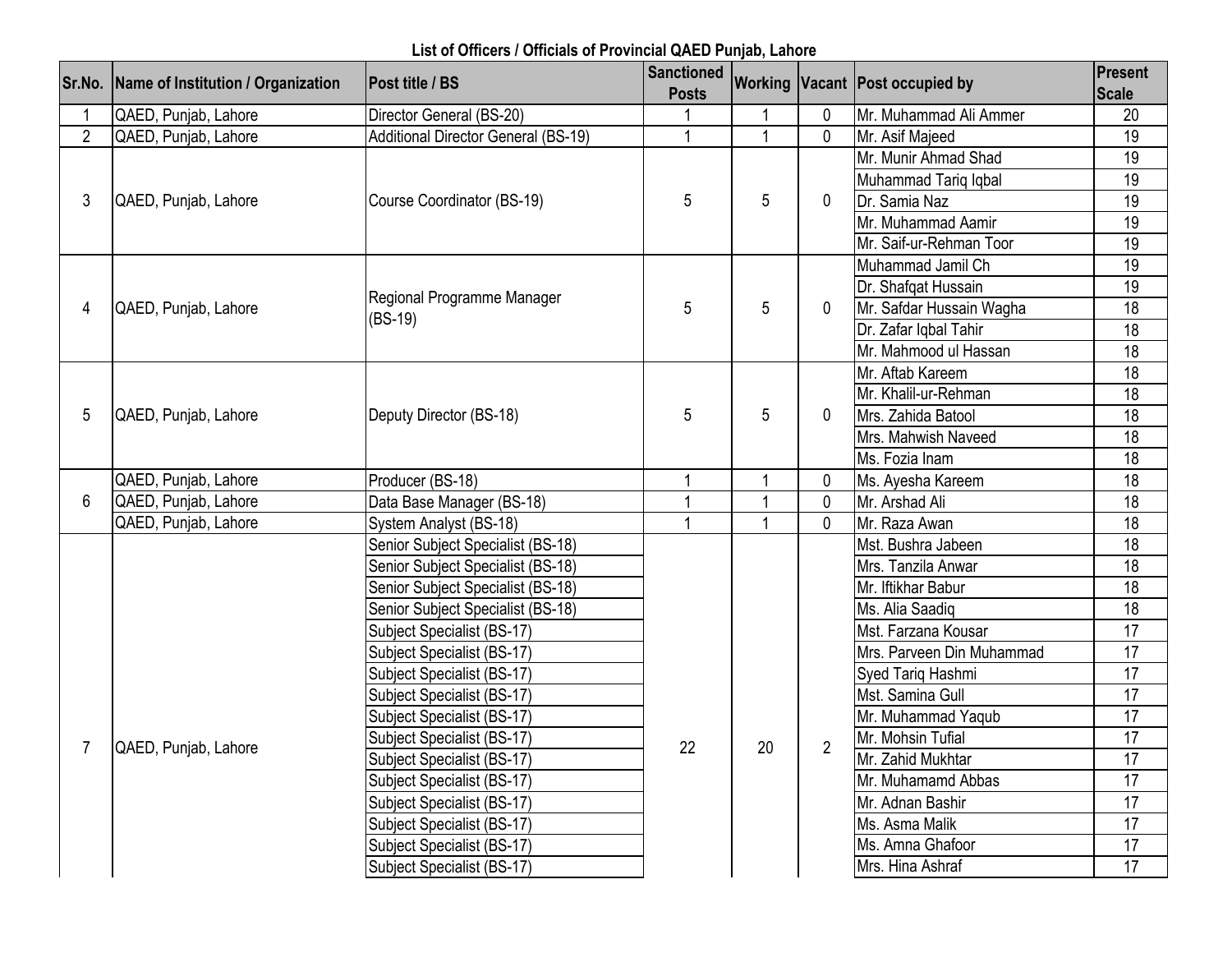**List of Officers / Officials of Provincial QAED Punjab, Lahore**

| Sr.No. | Name of Institution / Organization | Post title / BS | Sanctioned Posts | Working | Vacant | Post occupied by | Present Scale |
|---|---|---|---|---|---|---|---|
| 1 | QAED, Punjab, Lahore | Director General (BS-20) | 1 | 1 | 0 | Mr. Muhammad Ali Ammer | 20 |
| 2 | QAED, Punjab, Lahore | Additional Director General (BS-19) | 1 | 1 | 0 | Mr. Asif Majeed | 19 |
| 3 | QAED, Punjab, Lahore | Course Coordinator (BS-19) | 5 | 5 | 0 | Mr. Munir Ahmad Shad | 19 |
| | | | | | | Muhammad Tariq Iqbal | 19 |
| | | | | | | Dr. Samia Naz | 19 |
| | | | | | | Mr. Muhammad Aamir | 19 |
| | | | | | | Mr. Saif-ur-Rehman Toor | 19 |
| 4 | QAED, Punjab, Lahore | Regional Programme Manager (BS-19) | 5 | 5 | 0 | Muhammad Jamil Ch | 19 |
| | | | | | | Dr. Shafqat Hussain | 19 |
| | | | | | | Mr. Safdar Hussain Wagha | 18 |
| | | | | | | Dr. Zafar Iqbal Tahir | 18 |
| | | | | | | Mr. Mahmood ul Hassan | 18 |
| 5 | QAED, Punjab, Lahore | Deputy Director (BS-18) | 5 | 5 | 0 | Mr. Aftab Kareem | 18 |
| | | | | | | Mr. Khalil-ur-Rehman | 18 |
| | | | | | | Mrs. Zahida Batool | 18 |
| | | | | | | Mrs. Mahwish Naveed | 18 |
| | | | | | | Ms. Fozia Inam | 18 |
| 6 | QAED, Punjab, Lahore | Producer (BS-18) | 1 | 1 | 0 | Ms. Ayesha Kareem | 18 |
| | QAED, Punjab, Lahore | Data Base Manager (BS-18) | 1 | 1 | 0 | Mr. Arshad Ali | 18 |
| | QAED, Punjab, Lahore | System Analyst (BS-18) | 1 | 1 | 0 | Mr. Raza Awan | 18 |
| 7 | QAED, Punjab, Lahore | Senior Subject Specialist (BS-18) | 22 | 20 | 2 | Mst. Bushra Jabeen | 18 |
| | | Senior Subject Specialist (BS-18) | | | | Mrs. Tanzila Anwar | 18 |
| | | Senior Subject Specialist (BS-18) | | | | Mr. Iftikhar Babur | 18 |
| | | Senior Subject Specialist (BS-18) | | | | Ms. Alia Saadiq | 18 |
| | | Subject Specialist (BS-17) | | | | Mst. Farzana Kousar | 17 |
| | | Subject Specialist (BS-17) | | | | Mrs. Parveen Din Muhammad | 17 |
| | | Subject Specialist (BS-17) | | | | Syed Tariq Hashmi | 17 |
| | | Subject Specialist (BS-17) | | | | Mst. Samina Gull | 17 |
| | | Subject Specialist (BS-17) | | | | Mr. Muhammad Yaqub | 17 |
| | | Subject Specialist (BS-17) | | | | Mr. Mohsin Tufial | 17 |
| | | Subject Specialist (BS-17) | | | | Mr. Zahid Mukhtar | 17 |
| | | Subject Specialist (BS-17) | | | | Mr. Muhamamd Abbas | 17 |
| | | Subject Specialist (BS-17) | | | | Mr. Adnan Bashir | 17 |
| | | Subject Specialist (BS-17) | | | | Ms. Asma Malik | 17 |
| | | Subject Specialist (BS-17) | | | | Ms. Amna Ghafoor | 17 |
| | | Subject Specialist (BS-17) | | | | Mrs. Hina Ashraf | 17 |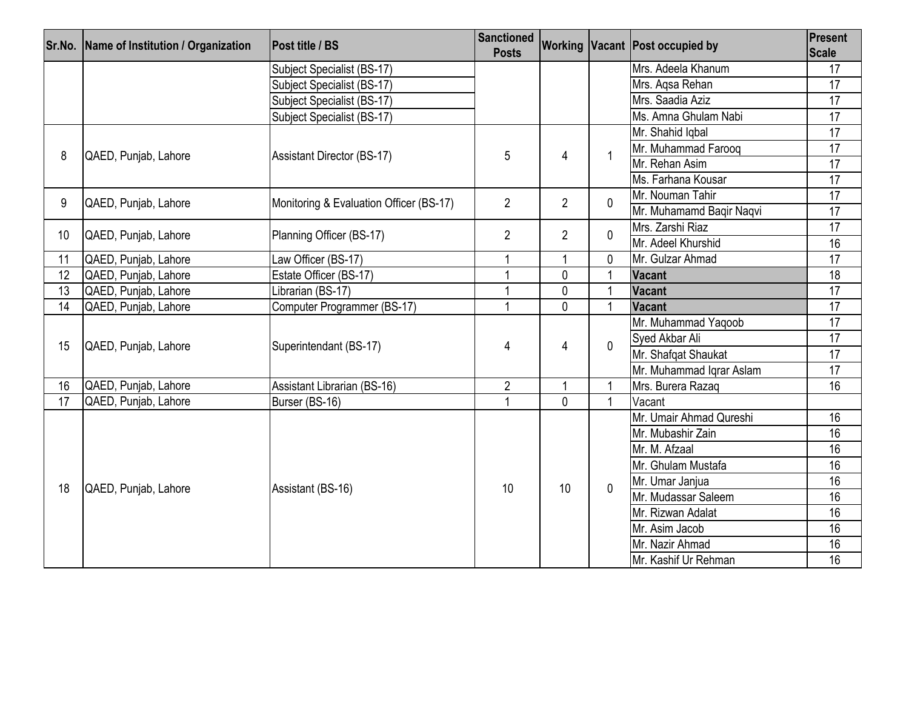| Sr.No. | Name of Institution / Organization | Post title / BS | Sanctioned Posts | Working | Vacant | Post occupied by | Present Scale |
|---|---|---|---|---|---|---|---|
| | | Subject Specialist (BS-17) | | | | Mrs. Adeela Khanum | 17 |
| | | Subject Specialist (BS-17) | | | | Mrs. Aqsa Rehan | 17 |
| | | Subject Specialist (BS-17) | | | | Mrs. Saadia Aziz | 17 |
| | | Subject Specialist (BS-17) | | | | Ms. Amna Ghulam Nabi | 17 |
| 8 | QAED, Punjab, Lahore | Assistant Director (BS-17) | 5 | 4 | 1 | Mr. Shahid Iqbal | 17 |
| | | | | | | Mr. Muhammad Farooq | 17 |
| | | | | | | Mr. Rehan Asim | 17 |
| | | | | | | Ms. Farhana Kousar | 17 |
| 9 | QAED, Punjab, Lahore | Monitoring & Evaluation Officer (BS-17) | 2 | 2 | 0 | Mr. Nouman Tahir | 17 |
| | | | | | | Mr. Muhamamd Baqir Naqvi | 17 |
| 10 | QAED, Punjab, Lahore | Planning Officer (BS-17) | 2 | 2 | 0 | Mrs. Zarshi Riaz | 17 |
| | | | | | | Mr. Adeel Khurshid | 16 |
| 11 | QAED, Punjab, Lahore | Law Officer (BS-17) | 1 | 1 | 0 | Mr. Gulzar Ahmad | 17 |
| 12 | QAED, Punjab, Lahore | Estate Officer (BS-17) | 1 | 0 | 1 | **Vacant** | 18 |
| 13 | QAED, Punjab, Lahore | Librarian (BS-17) | 1 | 0 | 1 | **Vacant** | 17 |
| 14 | QAED, Punjab, Lahore | Computer Programmer (BS-17) | 1 | 0 | 1 | **Vacant** | 17 |
| 15 | QAED, Punjab, Lahore | Superintendant (BS-17) | 4 | 4 | 0 | Mr. Muhammad Yaqoob | 17 |
| | | | | | | Syed Akbar Ali | 17 |
| | | | | | | Mr. Shafqat Shaukat | 17 |
| | | | | | | Mr. Muhammad Iqrar Aslam | 17 |
| 16 | QAED, Punjab, Lahore | Assistant Librarian (BS-16) | 2 | 1 | 1 | Mrs. Burera Razaq | 16 |
| 17 | QAED, Punjab, Lahore | Burser (BS-16) | 1 | 0 | 1 | Vacant | |
| 18 | QAED, Punjab, Lahore | Assistant (BS-16) | 10 | 10 | 0 | Mr. Umair Ahmad Qureshi | 16 |
| | | | | | | Mr. Mubashir Zain | 16 |
| | | | | | | Mr. M. Afzaal | 16 |
| | | | | | | Mr. Ghulam Mustafa | 16 |
| | | | | | | Mr. Umar Janjua | 16 |
| | | | | | | Mr. Mudassar Saleem | 16 |
| | | | | | | Mr. Rizwan Adalat | 16 |
| | | | | | | Mr. Asim Jacob | 16 |
| | | | | | | Mr. Nazir Ahmad | 16 |
| | | | | | | Mr. Kashif Ur Rehman | 16 |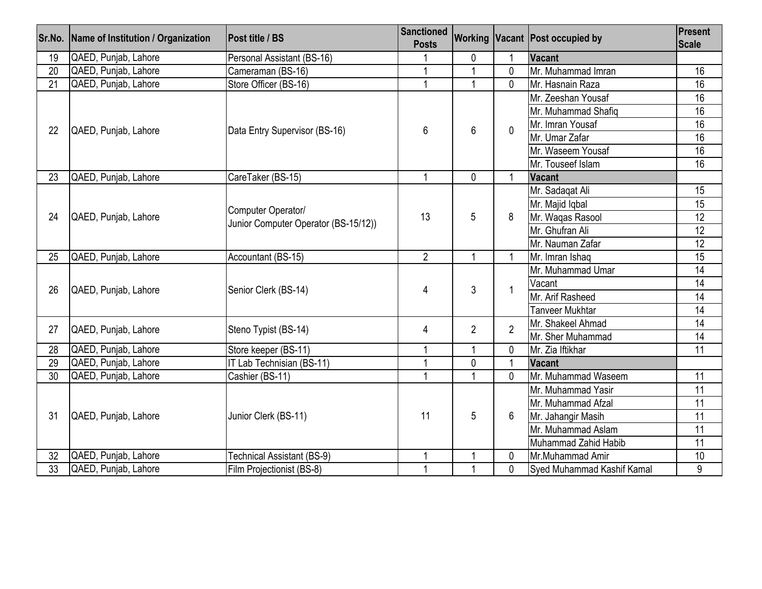| Sr.No. | Name of Institution / Organization | Post title / BS | Sanctioned Posts | Working | Vacant | Post occupied by | Present Scale |
|---|---|---|---|---|---|---|---|
| 19 | QAED, Punjab, Lahore | Personal Assistant (BS-16) | 1 | 0 | 1 | **Vacant** | |
| 20 | QAED, Punjab, Lahore | Cameraman (BS-16) | 1 | 1 | 0 | Mr. Muhammad Imran | 16 |
| 21 | QAED, Punjab, Lahore | Store Officer (BS-16) | 1 | 1 | 0 | Mr. Hasnain Raza | 16 |
| 22 | QAED, Punjab, Lahore | Data Entry Supervisor (BS-16) | 6 | 6 | 0 | Mr. Zeeshan Yousaf | 16 |
| | | | | | | Mr. Muhammad Shafiq | 16 |
| | | | | | | Mr. Imran Yousaf | 16 |
| | | | | | | Mr. Umar Zafar | 16 |
| | | | | | | Mr. Waseem Yousaf | 16 |
| | | | | | | Mr. Touseef Islam | 16 |
| 23 | QAED, Punjab, Lahore | CareTaker (BS-15) | 1 | 0 | 1 | **Vacant** | |
| 24 | QAED, Punjab, Lahore | Computer Operator/ Junior Computer Operator (BS-15/12)) | 13 | 5 | 8 | Mr. Sadaqat Ali | 15 |
| | | | | | | Mr. Majid Iqbal | 15 |
| | | | | | | Mr. Waqas Rasool | 12 |
| | | | | | | Mr. Ghufran Ali | 12 |
| | | | | | | Mr. Nauman Zafar | 12 |
| 25 | QAED, Punjab, Lahore | Accountant (BS-15) | 2 | 1 | 1 | Mr. Imran Ishaq | 15 |
| 26 | QAED, Punjab, Lahore | Senior Clerk (BS-14) | 4 | 3 | 1 | Mr. Muhammad Umar | 14 |
| | | | | | | Vacant | 14 |
| | | | | | | Mr. Arif Rasheed | 14 |
| | | | | | | Tanveer Mukhtar | 14 |
| 27 | QAED, Punjab, Lahore | Steno Typist (BS-14) | 4 | 2 | 2 | Mr. Shakeel Ahmad | 14 |
| | | | | | | Mr. Sher Muhammad | 14 |
| 28 | QAED, Punjab, Lahore | Store keeper (BS-11) | 1 | 1 | 0 | Mr. Zia Iftikhar | 11 |
| 29 | QAED, Punjab, Lahore | IT Lab Technisian (BS-11) | 1 | 0 | 1 | **Vacant** | |
| 30 | QAED, Punjab, Lahore | Cashier (BS-11) | 1 | 1 | 0 | Mr. Muhammad Waseem | 11 |
| 31 | QAED, Punjab, Lahore | Junior Clerk (BS-11) | 11 | 5 | 6 | Mr. Muhammad Yasir | 11 |
| | | | | | | Mr. Muhammad Afzal | 11 |
| | | | | | | Mr. Jahangir Masih | 11 |
| | | | | | | Mr. Muhammad Aslam | 11 |
| | | | | | | Muhammad Zahid Habib | 11 |
| 32 | QAED, Punjab, Lahore | Technical Assistant (BS-9) | 1 | 1 | 0 | Mr.Muhammad Amir | 10 |
| 33 | QAED, Punjab, Lahore | Film Projectionist (BS-8) | 1 | 1 | 0 | Syed Muhammad Kashif Kamal | 9 |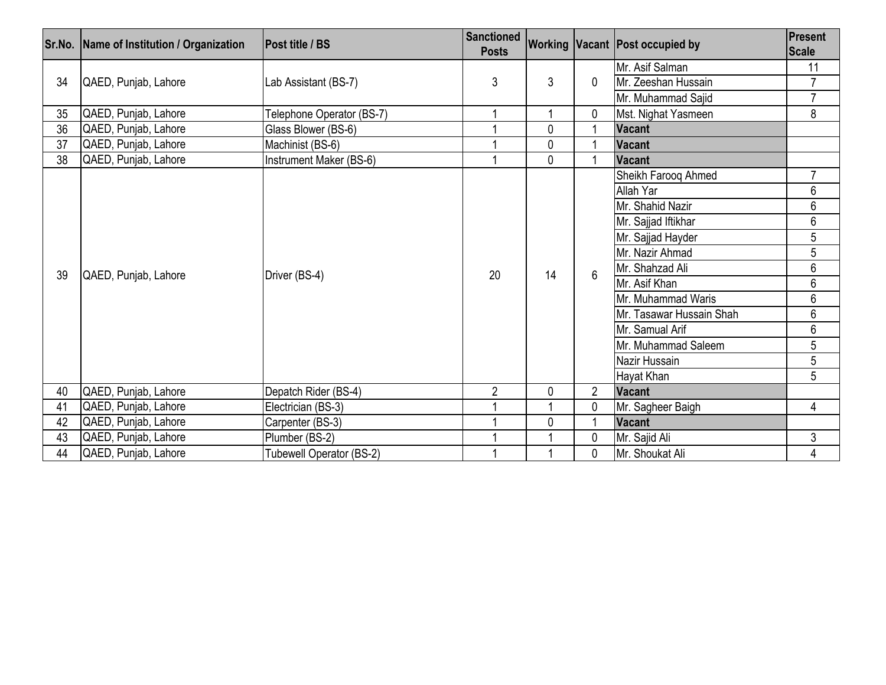| Sr.No. | Name of Institution / Organization | Post title / BS | Sanctioned Posts | Working | Vacant | Post occupied by | Present Scale |
| --- | --- | --- | --- | --- | --- | --- | --- |
| 34 | QAED, Punjab, Lahore | Lab Assistant (BS-7) | 3 | 3 | 0 | Mr. Asif Salman | 11 |
| | | | | | | Mr. Zeeshan Hussain | 7 |
| | | | | | | Mr. Muhammad Sajid | 7 |
| 35 | QAED, Punjab, Lahore | Telephone Operator (BS-7) | 1 | 1 | 0 | Mst. Nighat Yasmeen | 8 |
| 36 | QAED, Punjab, Lahore | Glass Blower (BS-6) | 1 | 0 | 1 | **Vacant** | |
| 37 | QAED, Punjab, Lahore | Machinist (BS-6) | 1 | 0 | 1 | **Vacant** | |
| 38 | QAED, Punjab, Lahore | Instrument Maker (BS-6) | 1 | 0 | 1 | **Vacant** | |
| 39 | QAED, Punjab, Lahore | Driver (BS-4) | 20 | 14 | 6 | Sheikh Farooq Ahmed | 7 |
| | | | | | | Allah Yar | 6 |
| | | | | | | Mr. Shahid Nazir | 6 |
| | | | | | | Mr. Sajjad Iftikhar | 6 |
| | | | | | | Mr. Sajjad Hayder | 5 |
| | | | | | | Mr. Nazir Ahmad | 5 |
| | | | | | | Mr. Shahzad Ali | 6 |
| | | | | | | Mr. Asif Khan | 6 |
| | | | | | | Mr. Muhammad Waris | 6 |
| | | | | | | Mr. Tasawar Hussain Shah | 6 |
| | | | | | | Mr. Samual Arif | 6 |
| | | | | | | Mr. Muhammad Saleem | 5 |
| | | | | | | Nazir Hussain | 5 |
| | | | | | | Hayat Khan | 5 |
| 40 | QAED, Punjab, Lahore | Depatch Rider (BS-4) | 2 | 0 | 2 | **Vacant** | |
| 41 | QAED, Punjab, Lahore | Electrician (BS-3) | 1 | 1 | 0 | Mr. Sagheer Baigh | 4 |
| 42 | QAED, Punjab, Lahore | Carpenter (BS-3) | 1 | 0 | 1 | **Vacant** | |
| 43 | QAED, Punjab, Lahore | Plumber (BS-2) | 1 | 1 | 0 | Mr. Sajid Ali | 3 |
| 44 | QAED, Punjab, Lahore | Tubewell Operator (BS-2) | 1 | 1 | 0 | Mr. Shoukat Ali | 4 |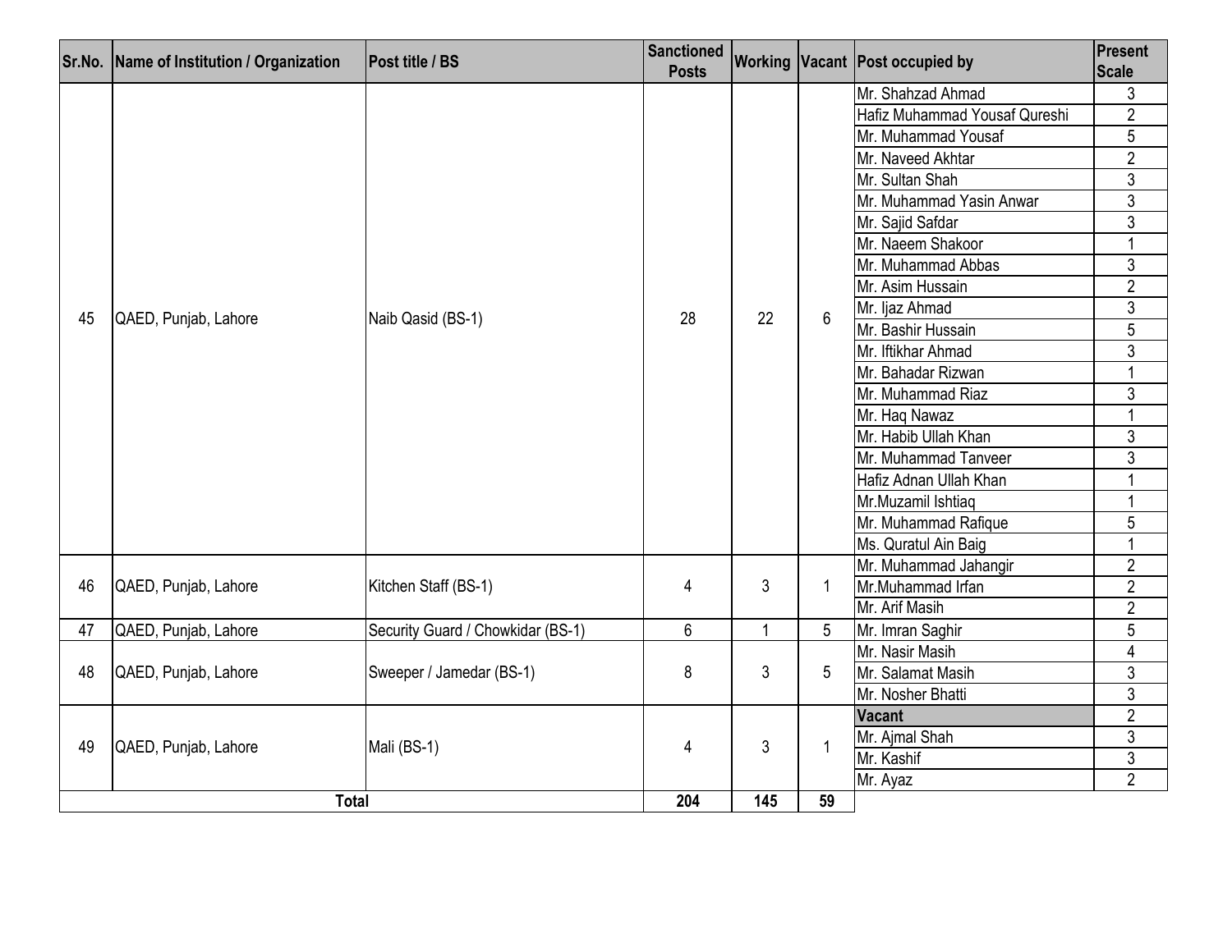| Sr.No. | Name of Institution / Organization | Post title / BS | Sanctioned Posts | Working | Vacant | Post occupied by | Present Scale |
|---|---|---|---|---|---|---|---|
| 45 | QAED, Punjab, Lahore | Naib Qasid (BS-1) | 28 | 22 | 6 | Mr. Shahzad Ahmad | 3 |
| | | | | | | Hafiz Muhammad Yousaf Qureshi | 2 |
| | | | | | | Mr. Muhammad Yousaf | 5 |
| | | | | | | Mr. Naveed Akhtar | 2 |
| | | | | | | Mr. Sultan Shah | 3 |
| | | | | | | Mr. Muhammad Yasin Anwar | 3 |
| | | | | | | Mr. Sajid Safdar | 3 |
| | | | | | | Mr. Naeem Shakoor | 1 |
| | | | | | | Mr. Muhammad Abbas | 3 |
| | | | | | | Mr. Asim Hussain | 2 |
| | | | | | | Mr. Ijaz Ahmad | 3 |
| | | | | | | Mr. Bashir Hussain | 5 |
| | | | | | | Mr. Iftikhar Ahmad | 3 |
| | | | | | | Mr. Bahadar Rizwan | 1 |
| | | | | | | Mr. Muhammad Riaz | 3 |
| | | | | | | Mr. Haq Nawaz | 1 |
| | | | | | | Mr. Habib Ullah Khan | 3 |
| | | | | | | Mr. Muhammad Tanveer | 3 |
| | | | | | | Hafiz Adnan Ullah Khan | 1 |
| | | | | | | Mr.Muzamil Ishtiaq | 1 |
| | | | | | | Mr. Muhammad Rafique | 5 |
| | | | | | | Ms. Quratul Ain Baig | 1 |
| 46 | QAED, Punjab, Lahore | Kitchen Staff (BS-1) | 4 | 3 | 1 | Mr. Muhammad Jahangir | 2 |
| | | | | | | Mr.Muhammad Irfan | 2 |
| | | | | | | Mr. Arif Masih | 2 |
| 47 | QAED, Punjab, Lahore | Security Guard / Chowkidar (BS-1) | 6 | 1 | 5 | Mr. Imran Saghir | 5 |
| 48 | QAED, Punjab, Lahore | Sweeper / Jamedar (BS-1) | 8 | 3 | 5 | Mr. Nasir Masih | 4 |
| | | | | | | Mr. Salamat Masih | 3 |
| | | | | | | Mr. Nosher Bhatti | 3 |
| 49 | QAED, Punjab, Lahore | Mali (BS-1) | 4 | 3 | 1 | **Vacant** | 2 |
| | | | | | | Mr. Ajmal Shah | 3 |
| | | | | | | Mr. Kashif | 3 |
| | | | | | | Mr. Ayaz | 2 |
| **Total** | | | **204** | **145** | **59** | | |